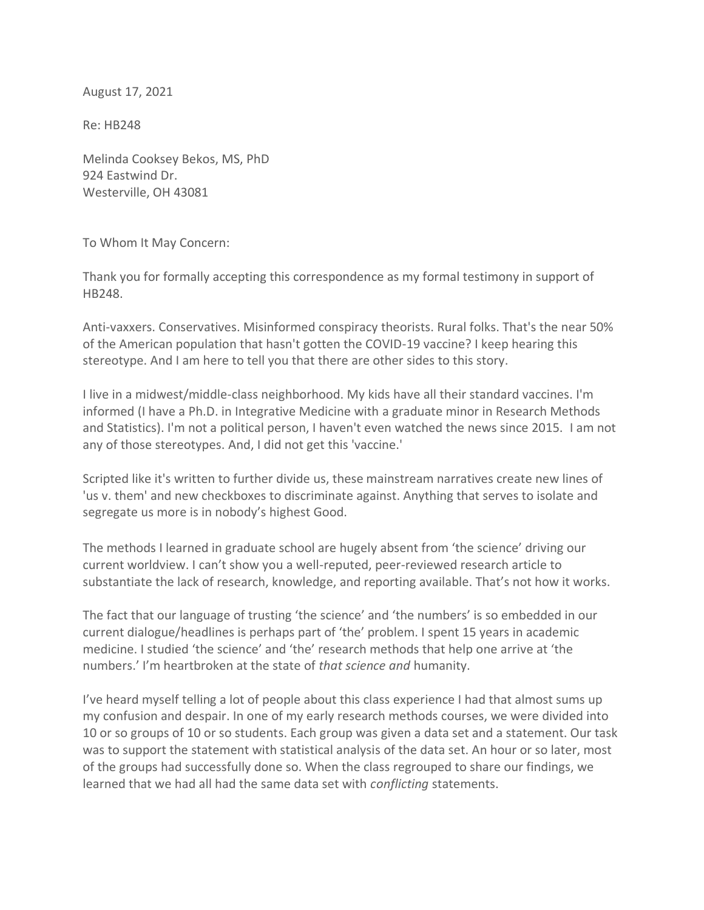August 17, 2021

Re: HB248

Melinda Cooksey Bekos, MS, PhD
924 Eastwind Dr.
Westerville, OH 43081

To Whom It May Concern:

Thank you for formally accepting this correspondence as my formal testimony in support of HB248.

Anti-vaxxers. Conservatives. Misinformed conspiracy theorists. Rural folks. That's the near 50% of the American population that hasn't gotten the COVID-19 vaccine? I keep hearing this stereotype. And I am here to tell you that there are other sides to this story.

I live in a midwest/middle-class neighborhood. My kids have all their standard vaccines. I'm informed (I have a Ph.D. in Integrative Medicine with a graduate minor in Research Methods and Statistics). I'm not a political person, I haven't even watched the news since 2015. I am not any of those stereotypes. And, I did not get this 'vaccine.'

Scripted like it's written to further divide us, these mainstream narratives create new lines of 'us v. them' and new checkboxes to discriminate against. Anything that serves to isolate and segregate us more is in nobody's highest Good.

The methods I learned in graduate school are hugely absent from 'the science' driving our current worldview. I can't show you a well-reputed, peer-reviewed research article to substantiate the lack of research, knowledge, and reporting available. That's not how it works.

The fact that our language of trusting 'the science' and 'the numbers' is so embedded in our current dialogue/headlines is perhaps part of 'the' problem. I spent 15 years in academic medicine. I studied 'the science' and 'the' research methods that help one arrive at 'the numbers.' I'm heartbroken at the state of *that science and* humanity.

I've heard myself telling a lot of people about this class experience I had that almost sums up my confusion and despair. In one of my early research methods courses, we were divided into 10 or so groups of 10 or so students. Each group was given a data set and a statement. Our task was to support the statement with statistical analysis of the data set. An hour or so later, most of the groups had successfully done so. When the class regrouped to share our findings, we learned that we had all had the same data set with *conflicting* statements.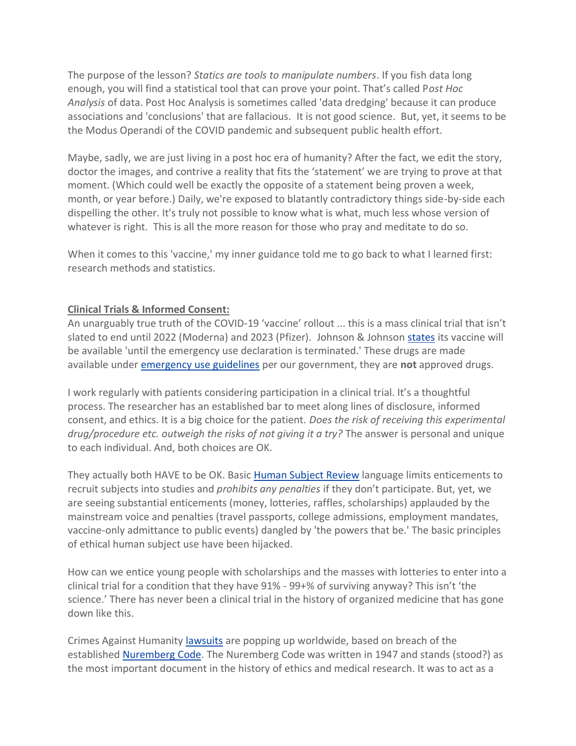The purpose of the lesson? *Statics are tools to manipulate numbers*. If you fish data long enough, you will find a statistical tool that can prove your point. That's called P*ost Hoc Analysis* of data. Post Hoc Analysis is sometimes called 'data dredging' because it can produce associations and 'conclusions' that are fallacious. It is not good science. But, yet, it seems to be the Modus Operandi of the COVID pandemic and subsequent public health effort.

Maybe, sadly, we are just living in a post hoc era of humanity? After the fact, we edit the story, doctor the images, and contrive a reality that fits the 'statement' we are trying to prove at that moment. (Which could well be exactly the opposite of a statement being proven a week, month, or year before.) Daily, we're exposed to blatantly contradictory things side-by-side each dispelling the other. It's truly not possible to know what is what, much less whose version of whatever is right. This is all the more reason for those who pray and meditate to do so.

When it comes to this 'vaccine,' my inner guidance told me to go back to what I learned first: research methods and statistics.

**Clinical Trials & Informed Consent:**

An unarguably true truth of the COVID-19 'vaccine' rollout ... this is a mass clinical trial that isn't slated to end until 2022 (Moderna) and 2023 (Pfizer). Johnson & Johnson states its vaccine will be available 'until the emergency use declaration is terminated.' These drugs are made available under emergency use guidelines per our government, they are **not** approved drugs.

I work regularly with patients considering participation in a clinical trial. It's a thoughtful process. The researcher has an established bar to meet along lines of disclosure, informed consent, and ethics. It is a big choice for the patient. *Does the risk of receiving this experimental drug/procedure etc. outweigh the risks of not giving it a try?* The answer is personal and unique to each individual. And, both choices are OK.

They actually both HAVE to be OK. Basic Human Subject Review language limits enticements to recruit subjects into studies and *prohibits any penalties* if they don't participate. But, yet, we are seeing substantial enticements (money, lotteries, raffles, scholarships) applauded by the mainstream voice and penalties (travel passports, college admissions, employment mandates, vaccine-only admittance to public events) dangled by 'the powers that be.' The basic principles of ethical human subject use have been hijacked.

How can we entice young people with scholarships and the masses with lotteries to enter into a clinical trial for a condition that they have 91% - 99+% of surviving anyway? This isn't 'the science.' There has never been a clinical trial in the history of organized medicine that has gone down like this.

Crimes Against Humanity lawsuits are popping up worldwide, based on breach of the established Nuremberg Code. The Nuremberg Code was written in 1947 and stands (stood?) as the most important document in the history of ethics and medical research. It was to act as a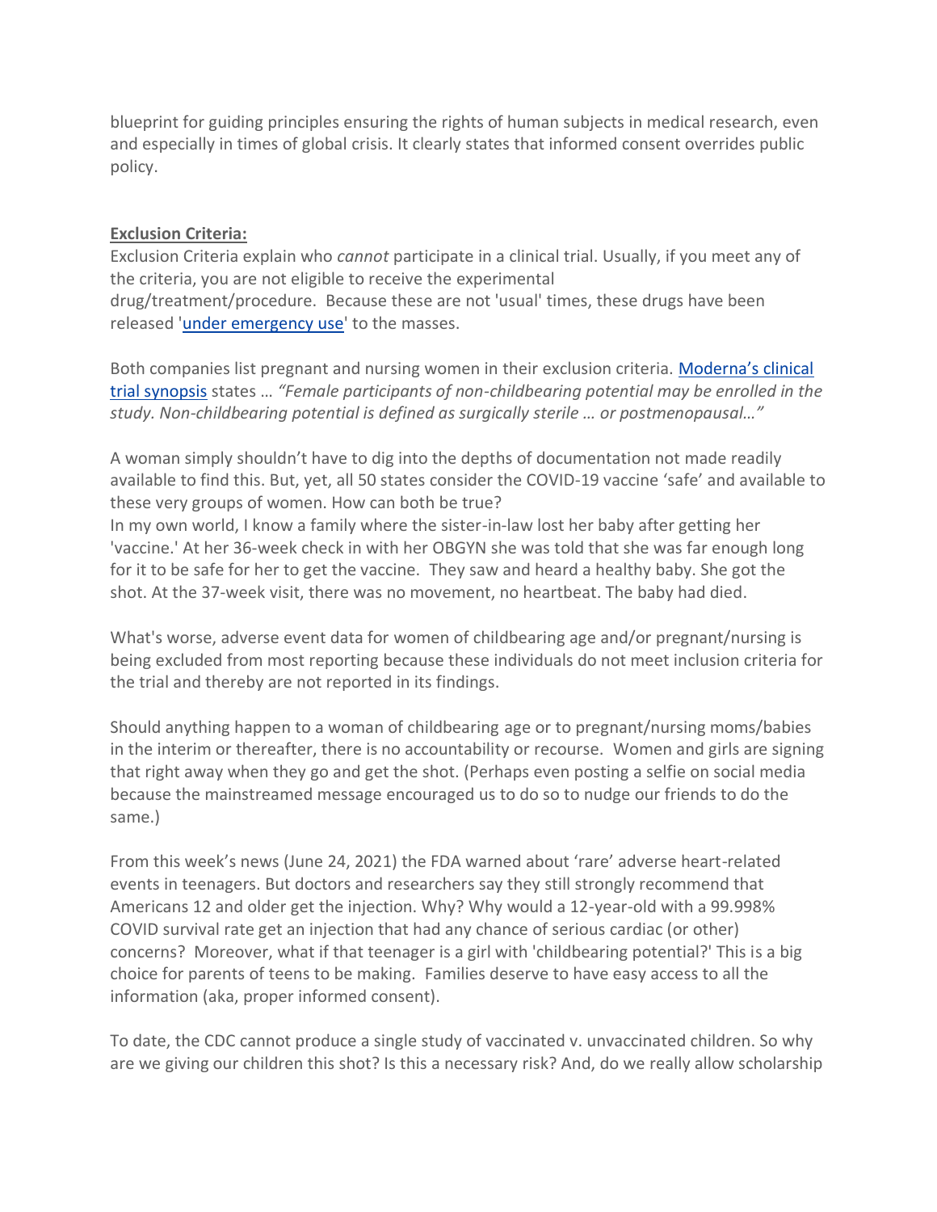blueprint for guiding principles ensuring the rights of human subjects in medical research, even and especially in times of global crisis. It clearly states that informed consent overrides public policy.

**Exclusion Criteria:**

Exclusion Criteria explain who *cannot* participate in a clinical trial. Usually, if you meet any of the criteria, you are not eligible to receive the experimental drug/treatment/procedure. Because these are not 'usual' times, these drugs have been released '[under emergency use]' to the masses.

Both companies list pregnant and nursing women in their exclusion criteria. [Moderna's clinical trial synopsis] states … *"Female participants of non-childbearing potential may be enrolled in the study. Non-childbearing potential is defined as surgically sterile … or postmenopausal…"*

A woman simply shouldn't have to dig into the depths of documentation not made readily available to find this. But, yet, all 50 states consider the COVID-19 vaccine 'safe' and available to these very groups of women. How can both be true?
In my own world, I know a family where the sister-in-law lost her baby after getting her 'vaccine.' At her 36-week check in with her OBGYN she was told that she was far enough long for it to be safe for her to get the vaccine. They saw and heard a healthy baby. She got the shot. At the 37-week visit, there was no movement, no heartbeat. The baby had died.

What's worse, adverse event data for women of childbearing age and/or pregnant/nursing is being excluded from most reporting because these individuals do not meet inclusion criteria for the trial and thereby are not reported in its findings.

Should anything happen to a woman of childbearing age or to pregnant/nursing moms/babies in the interim or thereafter, there is no accountability or recourse. Women and girls are signing that right away when they go and get the shot. (Perhaps even posting a selfie on social media because the mainstreamed message encouraged us to do so to nudge our friends to do the same.)

From this week's news (June 24, 2021) the FDA warned about 'rare' adverse heart-related events in teenagers. But doctors and researchers say they still strongly recommend that Americans 12 and older get the injection. Why? Why would a 12-year-old with a 99.998% COVID survival rate get an injection that had any chance of serious cardiac (or other) concerns? Moreover, what if that teenager is a girl with 'childbearing potential?' This is a big choice for parents of teens to be making. Families deserve to have easy access to all the information (aka, proper informed consent).

To date, the CDC cannot produce a single study of vaccinated v. unvaccinated children. So why are we giving our children this shot? Is this a necessary risk? And, do we really allow scholarship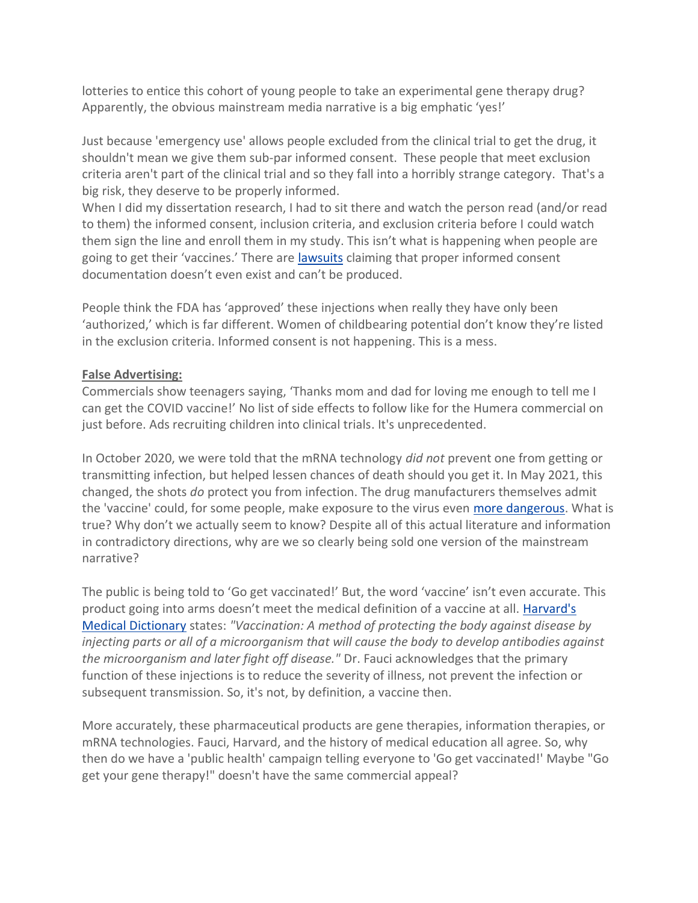lotteries to entice this cohort of young people to take an experimental gene therapy drug? Apparently, the obvious mainstream media narrative is a big emphatic 'yes!'

Just because 'emergency use' allows people excluded from the clinical trial to get the drug, it shouldn't mean we give them sub-par informed consent. These people that meet exclusion criteria aren't part of the clinical trial and so they fall into a horribly strange category. That's a big risk, they deserve to be properly informed.
When I did my dissertation research, I had to sit there and watch the person read (and/or read to them) the informed consent, inclusion criteria, and exclusion criteria before I could watch them sign the line and enroll them in my study. This isn't what is happening when people are going to get their 'vaccines.' There are lawsuits claiming that proper informed consent documentation doesn't even exist and can't be produced.

People think the FDA has 'approved' these injections when really they have only been 'authorized,' which is far different. Women of childbearing potential don't know they're listed in the exclusion criteria. Informed consent is not happening. This is a mess.

**False Advertising:**

Commercials show teenagers saying, 'Thanks mom and dad for loving me enough to tell me I can get the COVID vaccine!' No list of side effects to follow like for the Humera commercial on just before. Ads recruiting children into clinical trials. It's unprecedented.

In October 2020, we were told that the mRNA technology *did not* prevent one from getting or transmitting infection, but helped lessen chances of death should you get it. In May 2021, this changed, the shots *do* protect you from infection. The drug manufacturers themselves admit the 'vaccine' could, for some people, make exposure to the virus even more dangerous. What is true? Why don't we actually seem to know? Despite all of this actual literature and information in contradictory directions, why are we so clearly being sold one version of the mainstream narrative?

The public is being told to 'Go get vaccinated!' But, the word 'vaccine' isn't even accurate. This product going into arms doesn't meet the medical definition of a vaccine at all. Harvard's Medical Dictionary states: *"Vaccination: A method of protecting the body against disease by injecting parts or all of a microorganism that will cause the body to develop antibodies against the microorganism and later fight off disease."* Dr. Fauci acknowledges that the primary function of these injections is to reduce the severity of illness, not prevent the infection or subsequent transmission. So, it's not, by definition, a vaccine then.

More accurately, these pharmaceutical products are gene therapies, information therapies, or mRNA technologies. Fauci, Harvard, and the history of medical education all agree. So, why then do we have a 'public health' campaign telling everyone to 'Go get vaccinated!' Maybe "Go get your gene therapy!" doesn't have the same commercial appeal?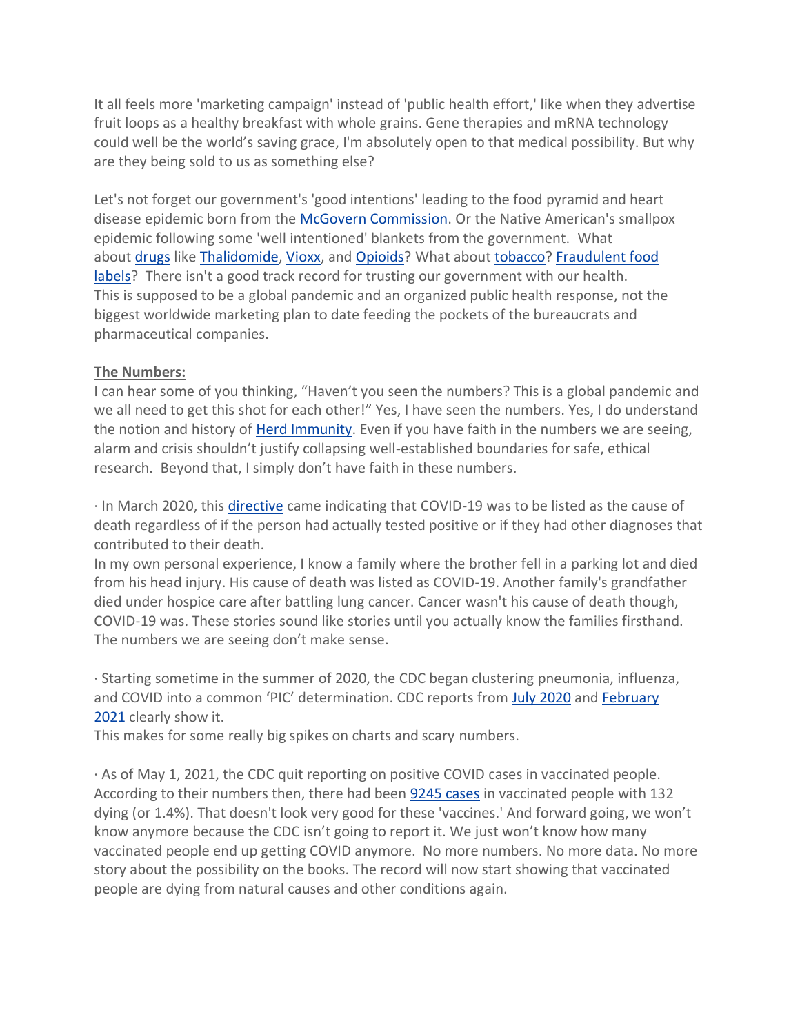It all feels more 'marketing campaign' instead of 'public health effort,' like when they advertise fruit loops as a healthy breakfast with whole grains. Gene therapies and mRNA technology could well be the world's saving grace, I'm absolutely open to that medical possibility. But why are they being sold to us as something else?

Let's not forget our government's 'good intentions' leading to the food pyramid and heart disease epidemic born from the McGovern Commission. Or the Native American's smallpox epidemic following some 'well intentioned' blankets from the government. What about drugs like Thalidomide, Vioxx, and Opioids? What about tobacco? Fraudulent food labels? There isn't a good track record for trusting our government with our health. This is supposed to be a global pandemic and an organized public health response, not the biggest worldwide marketing plan to date feeding the pockets of the bureaucrats and pharmaceutical companies.

**The Numbers:**

I can hear some of you thinking, "Haven't you seen the numbers? This is a global pandemic and we all need to get this shot for each other!" Yes, I have seen the numbers. Yes, I do understand the notion and history of Herd Immunity. Even if you have faith in the numbers we are seeing, alarm and crisis shouldn't justify collapsing well-established boundaries for safe, ethical research. Beyond that, I simply don't have faith in these numbers.

· In March 2020, this directive came indicating that COVID-19 was to be listed as the cause of death regardless of if the person had actually tested positive or if they had other diagnoses that contributed to their death.

In my own personal experience, I know a family where the brother fell in a parking lot and died from his head injury. His cause of death was listed as COVID-19. Another family's grandfather died under hospice care after battling lung cancer. Cancer wasn't his cause of death though, COVID-19 was. These stories sound like stories until you actually know the families firsthand. The numbers we are seeing don't make sense.

· Starting sometime in the summer of 2020, the CDC began clustering pneumonia, influenza, and COVID into a common 'PIC' determination. CDC reports from July 2020 and February 2021 clearly show it.

This makes for some really big spikes on charts and scary numbers.

· As of May 1, 2021, the CDC quit reporting on positive COVID cases in vaccinated people. According to their numbers then, there had been 9245 cases in vaccinated people with 132 dying (or 1.4%). That doesn't look very good for these 'vaccines.' And forward going, we won't know anymore because the CDC isn't going to report it. We just won't know how many vaccinated people end up getting COVID anymore. No more numbers. No more data. No more story about the possibility on the books. The record will now start showing that vaccinated people are dying from natural causes and other conditions again.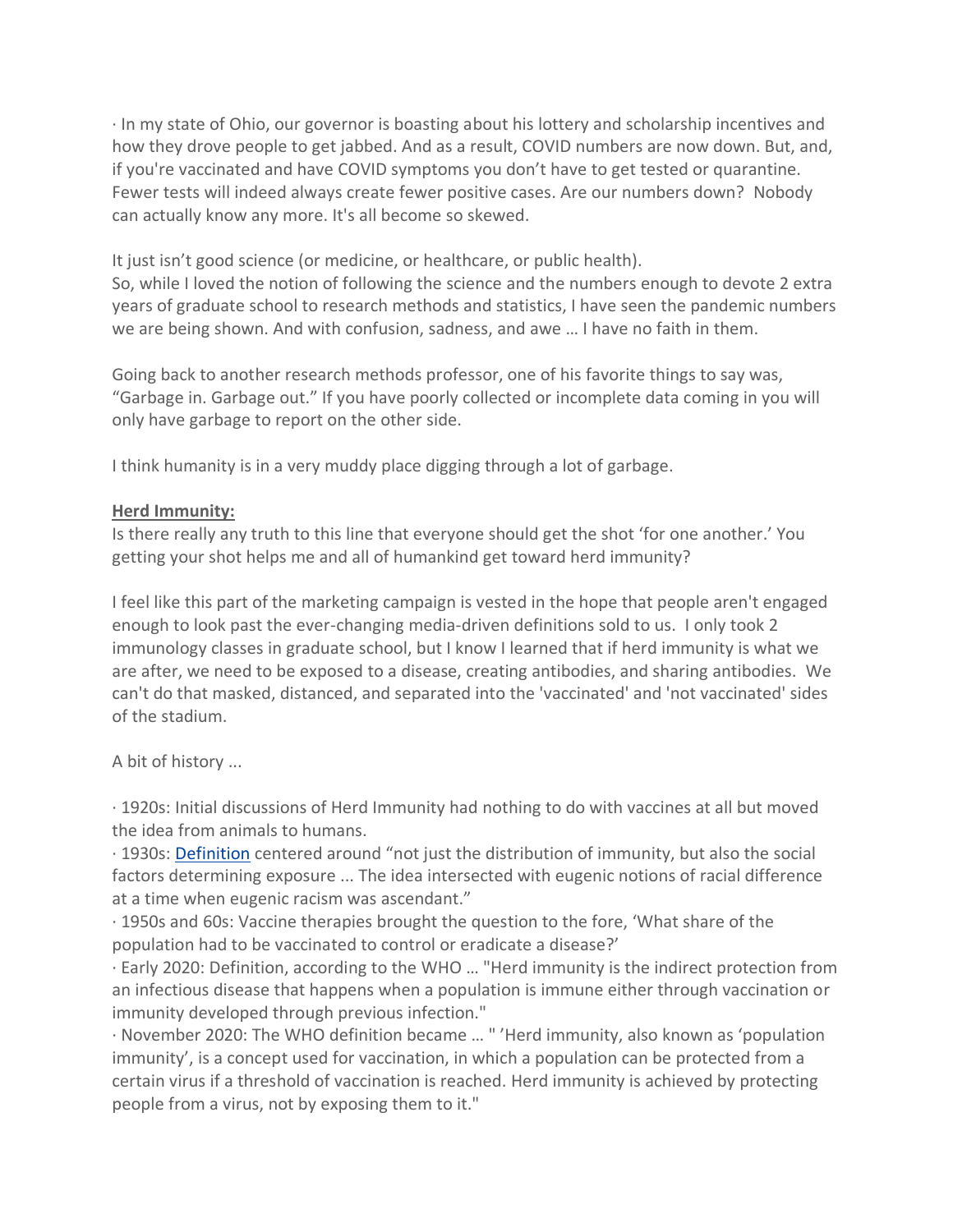· In my state of Ohio, our governor is boasting about his lottery and scholarship incentives and how they drove people to get jabbed. And as a result, COVID numbers are now down. But, and, if you're vaccinated and have COVID symptoms you don't have to get tested or quarantine. Fewer tests will indeed always create fewer positive cases. Are our numbers down? Nobody can actually know any more. It's all become so skewed.

It just isn't good science (or medicine, or healthcare, or public health).
So, while I loved the notion of following the science and the numbers enough to devote 2 extra years of graduate school to research methods and statistics, I have seen the pandemic numbers we are being shown. And with confusion, sadness, and awe … I have no faith in them.

Going back to another research methods professor, one of his favorite things to say was, "Garbage in. Garbage out." If you have poorly collected or incomplete data coming in you will only have garbage to report on the other side.

I think humanity is in a very muddy place digging through a lot of garbage.

**Herd Immunity:**

Is there really any truth to this line that everyone should get the shot 'for one another.' You getting your shot helps me and all of humankind get toward herd immunity?

I feel like this part of the marketing campaign is vested in the hope that people aren't engaged enough to look past the ever-changing media-driven definitions sold to us. I only took 2 immunology classes in graduate school, but I know I learned that if herd immunity is what we are after, we need to be exposed to a disease, creating antibodies, and sharing antibodies. We can't do that masked, distanced, and separated into the 'vaccinated' and 'not vaccinated' sides of the stadium.

A bit of history ...

· 1920s: Initial discussions of Herd Immunity had nothing to do with vaccines at all but moved the idea from animals to humans.
· 1930s: Definition centered around "not just the distribution of immunity, but also the social factors determining exposure ... The idea intersected with eugenic notions of racial difference at a time when eugenic racism was ascendant."
· 1950s and 60s: Vaccine therapies brought the question to the fore, 'What share of the population had to be vaccinated to control or eradicate a disease?'
· Early 2020: Definition, according to the WHO … "Herd immunity is the indirect protection from an infectious disease that happens when a population is immune either through vaccination or immunity developed through previous infection."
· November 2020: The WHO definition became … " 'Herd immunity, also known as 'population immunity', is a concept used for vaccination, in which a population can be protected from a certain virus if a threshold of vaccination is reached. Herd immunity is achieved by protecting people from a virus, not by exposing them to it."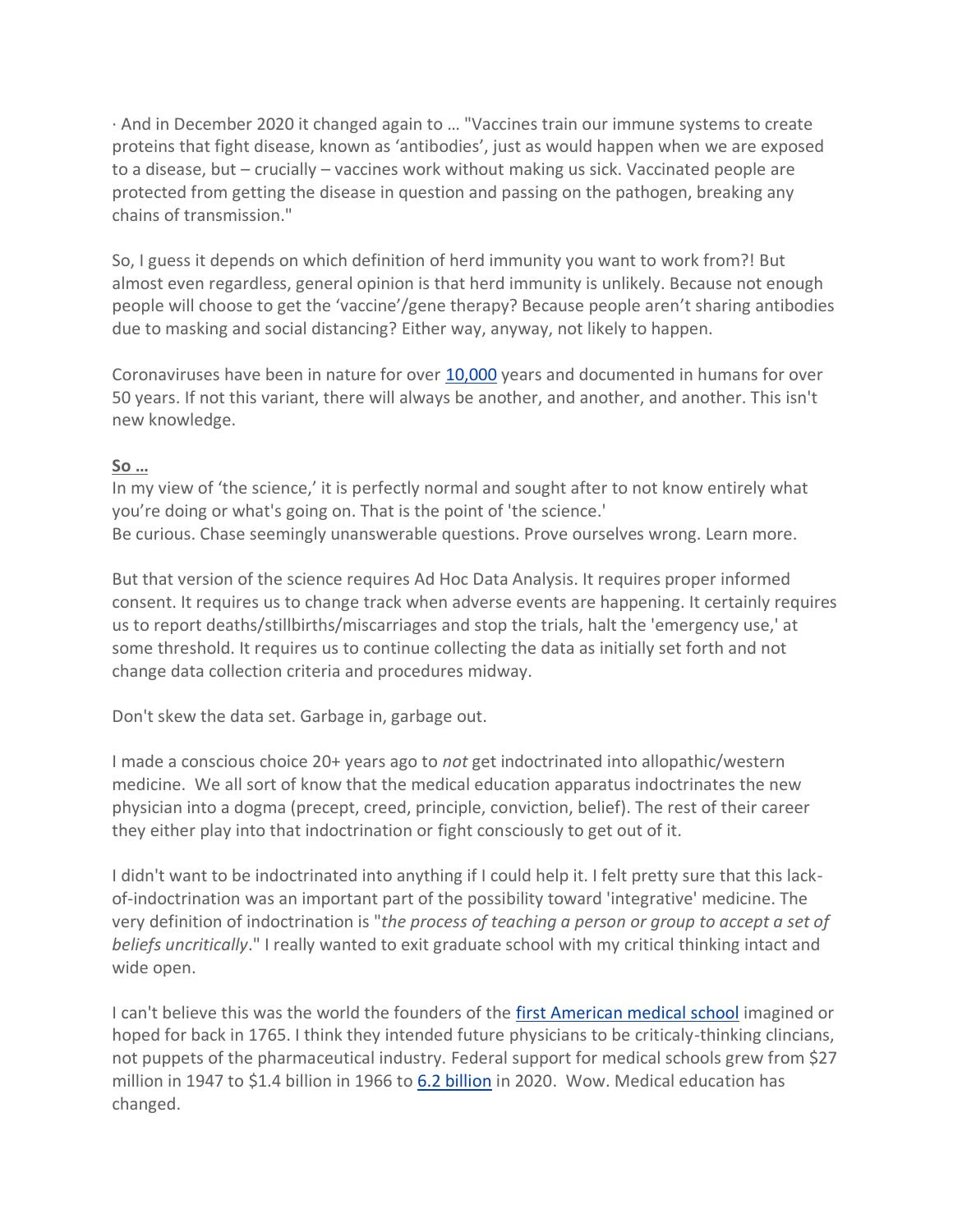· And in December 2020 it changed again to … "Vaccines train our immune systems to create proteins that fight disease, known as 'antibodies', just as would happen when we are exposed to a disease, but – crucially – vaccines work without making us sick. Vaccinated people are protected from getting the disease in question and passing on the pathogen, breaking any chains of transmission."

So, I guess it depends on which definition of herd immunity you want to work from?! But almost even regardless, general opinion is that herd immunity is unlikely. Because not enough people will choose to get the 'vaccine'/gene therapy? Because people aren't sharing antibodies due to masking and social distancing? Either way, anyway, not likely to happen.

Coronaviruses have been in nature for over [10,000](#) years and documented in humans for over 50 years. If not this variant, there will always be another, and another, and another. This isn't new knowledge.

**So …**

In my view of 'the science,' it is perfectly normal and sought after to not know entirely what you're doing or what's going on. That is the point of 'the science.'
Be curious. Chase seemingly unanswerable questions. Prove ourselves wrong. Learn more.

But that version of the science requires Ad Hoc Data Analysis. It requires proper informed consent. It requires us to change track when adverse events are happening. It certainly requires us to report deaths/stillbirths/miscarriages and stop the trials, halt the 'emergency use,' at some threshold. It requires us to continue collecting the data as initially set forth and not change data collection criteria and procedures midway.

Don't skew the data set. Garbage in, garbage out.

I made a conscious choice 20+ years ago to *not* get indoctrinated into allopathic/western medicine. We all sort of know that the medical education apparatus indoctrinates the new physician into a dogma (precept, creed, principle, conviction, belief). The rest of their career they either play into that indoctrination or fight consciously to get out of it.

I didn't want to be indoctrinated into anything if I could help it. I felt pretty sure that this lack-of-indoctrination was an important part of the possibility toward 'integrative' medicine. The very definition of indoctrination is "*the process of teaching a person or group to accept a set of beliefs uncritically*." I really wanted to exit graduate school with my critical thinking intact and wide open.

I can't believe this was the world the founders of the [first American medical school](#) imagined or hoped for back in 1765. I think they intended future physicians to be criticaly-thinking clincians, not puppets of the pharmaceutical industry. Federal support for medical schools grew from $27 million in 1947 to $1.4 billion in 1966 to [6.2 billion](#) in 2020. Wow. Medical education has changed.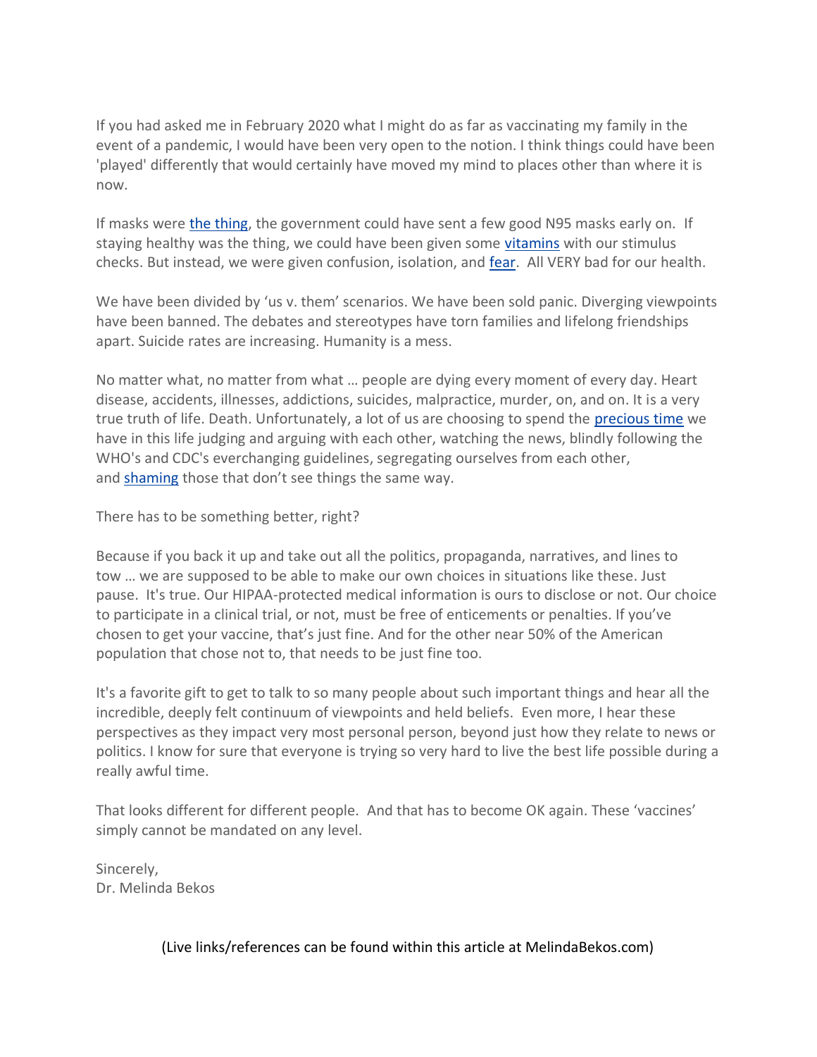If you had asked me in February 2020 what I might do as far as vaccinating my family in the event of a pandemic, I would have been very open to the notion. I think things could have been 'played' differently that would certainly have moved my mind to places other than where it is now.

If masks were the thing, the government could have sent a few good N95 masks early on. If staying healthy was the thing, we could have been given some vitamins with our stimulus checks. But instead, we were given confusion, isolation, and fear. All VERY bad for our health.

We have been divided by 'us v. them' scenarios. We have been sold panic. Diverging viewpoints have been banned. The debates and stereotypes have torn families and lifelong friendships apart. Suicide rates are increasing. Humanity is a mess.

No matter what, no matter from what … people are dying every moment of every day. Heart disease, accidents, illnesses, addictions, suicides, malpractice, murder, on, and on. It is a very true truth of life. Death. Unfortunately, a lot of us are choosing to spend the precious time we have in this life judging and arguing with each other, watching the news, blindly following the WHO's and CDC's everchanging guidelines, segregating ourselves from each other, and shaming those that don't see things the same way.

There has to be something better, right?

Because if you back it up and take out all the politics, propaganda, narratives, and lines to tow … we are supposed to be able to make our own choices in situations like these. Just pause. It's true. Our HIPAA-protected medical information is ours to disclose or not. Our choice to participate in a clinical trial, or not, must be free of enticements or penalties. If you've chosen to get your vaccine, that's just fine. And for the other near 50% of the American population that chose not to, that needs to be just fine too.

It's a favorite gift to get to talk to so many people about such important things and hear all the incredible, deeply felt continuum of viewpoints and held beliefs. Even more, I hear these perspectives as they impact very most personal person, beyond just how they relate to news or politics. I know for sure that everyone is trying so very hard to live the best life possible during a really awful time.

That looks different for different people. And that has to become OK again. These 'vaccines' simply cannot be mandated on any level.

Sincerely,
Dr. Melinda Bekos

(Live links/references can be found within this article at MelindaBekos.com)